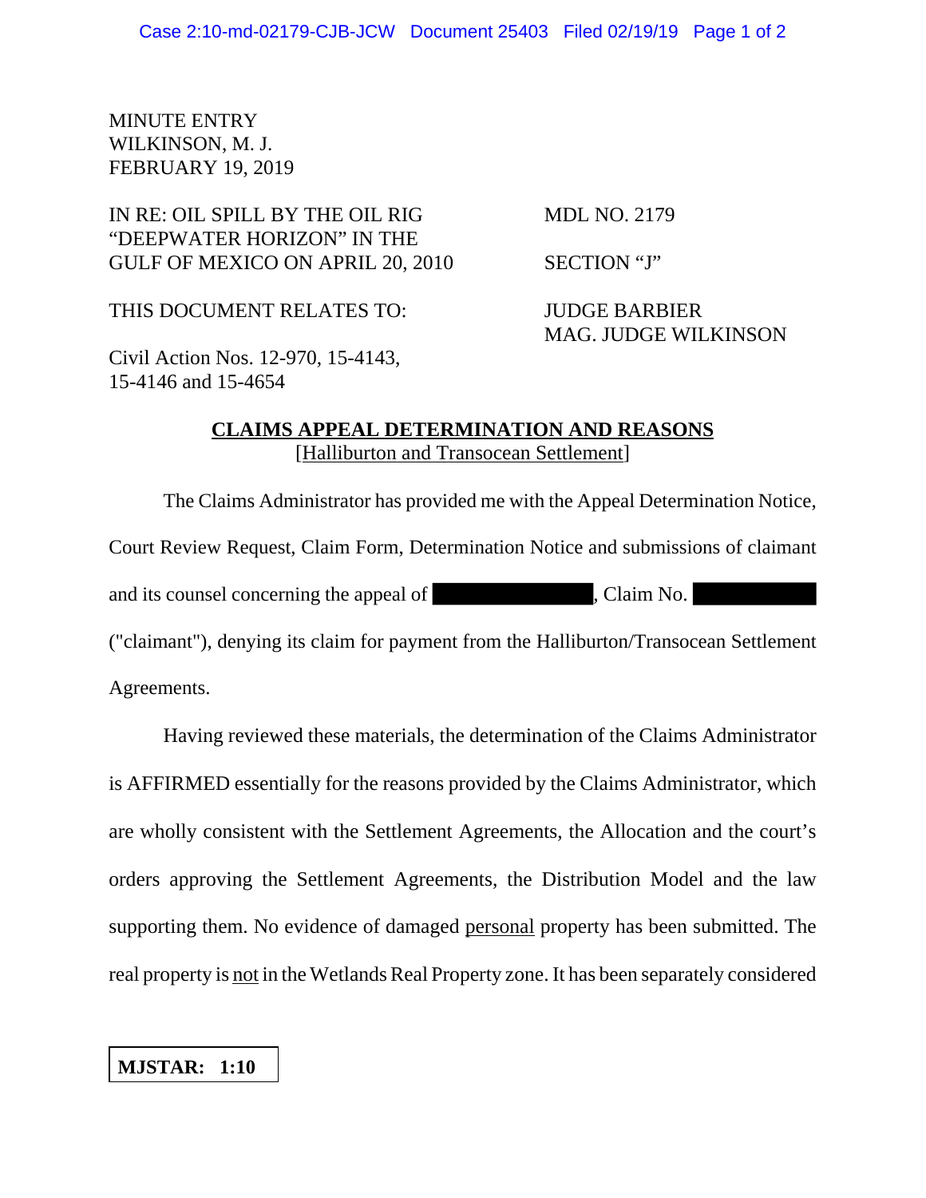MINUTE ENTRY
WILKINSON, M. J.
FEBRUARY 19, 2019

IN RE: OIL SPILL BY THE OIL RIG "DEEPWATER HORIZON" IN THE GULF OF MEXICO ON APRIL 20, 2010

MDL NO. 2179

SECTION "J"

THIS DOCUMENT RELATES TO:

JUDGE BARBIER
MAG. JUDGE WILKINSON

Civil Action Nos. 12-970, 15-4143, 15-4146 and 15-4654

## CLAIMS APPEAL DETERMINATION AND REASONS
[Halliburton and Transocean Settlement]

The Claims Administrator has provided me with the Appeal Determination Notice, Court Review Request, Claim Form, Determination Notice and submissions of claimant and its counsel concerning the appeal of ██████████, Claim No. ██████████ ("claimant"), denying its claim for payment from the Halliburton/Transocean Settlement Agreements.

Having reviewed these materials, the determination of the Claims Administrator is AFFIRMED essentially for the reasons provided by the Claims Administrator, which are wholly consistent with the Settlement Agreements, the Allocation and the court's orders approving the Settlement Agreements, the Distribution Model and the law supporting them. No evidence of damaged personal property has been submitted. The real property is not in the Wetlands Real Property zone. It has been separately considered

**MJSTAR: 1:10**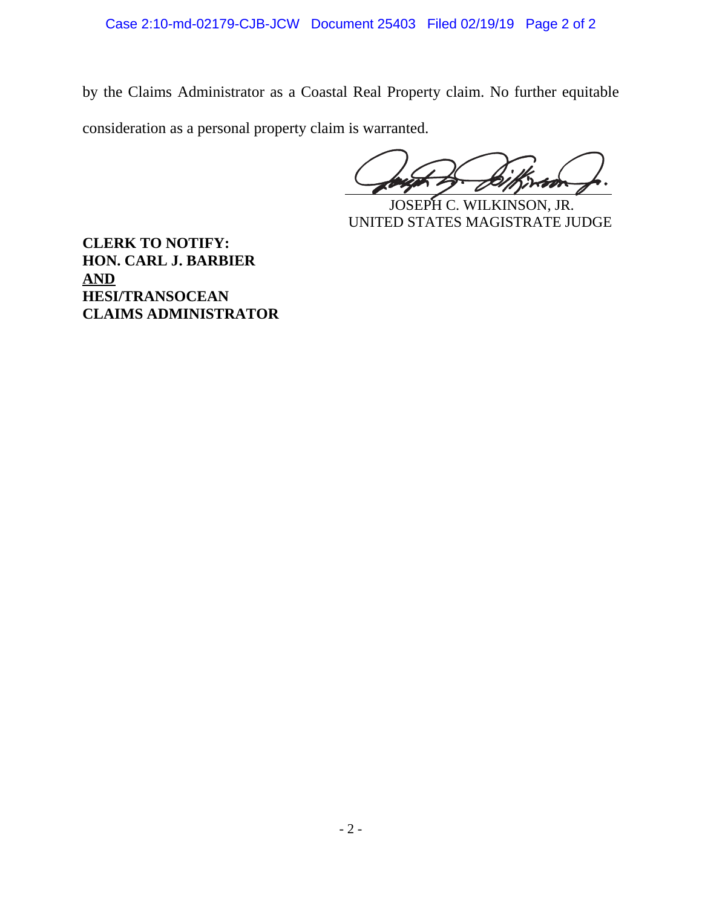by the Claims Administrator as a Coastal Real Property claim. No further equitable consideration as a personal property claim is warranted.

JOSEPH C. WILKINSON, JR.
UNITED STATES MAGISTRATE JUDGE

**CLERK TO NOTIFY:**
**HON. CARL J. BARBIER**
**AND**
**HESI/TRANSOCEAN**
**CLAIMS ADMINISTRATOR**